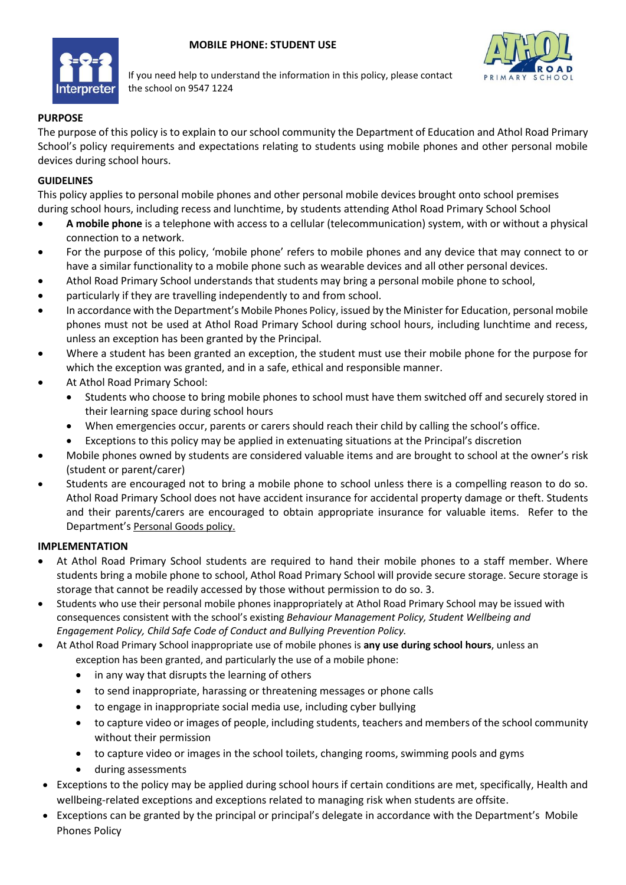# MOBILE PHONE: STUDENT USE

Interpreter

If you need help to understand the information in this policy, please contact the school on 9547 1224

ATHOL ROAD PRIMARY SCHOOL

## PURPOSE

The purpose of this policy is to explain to our school community the Department of Education and Athol Road Primary School's policy requirements and expectations relating to students using mobile phones and other personal mobile devices during school hours.

## GUIDELINES

This policy applies to personal mobile phones and other personal mobile devices brought onto school premises during school hours, including recess and lunchtime, by students attending Athol Road Primary School School

- **A mobile phone** is a telephone with access to a cellular (telecommunication) system, with or without a physical connection to a network.
- For the purpose of this policy, 'mobile phone' refers to mobile phones and any device that may connect to or have a similar functionality to a mobile phone such as wearable devices and all other personal devices.
- Athol Road Primary School understands that students may bring a personal mobile phone to school,
- particularly if they are travelling independently to and from school.
- In accordance with the Department's Mobile Phones Policy, issued by the Minister for Education, personal mobile phones must not be used at Athol Road Primary School during school hours, including lunchtime and recess, unless an exception has been granted by the Principal.
- Where a student has been granted an exception, the student must use their mobile phone for the purpose for which the exception was granted, and in a safe, ethical and responsible manner.
- At Athol Road Primary School:
  - Students who choose to bring mobile phones to school must have them switched off and securely stored in their learning space during school hours
  - When emergencies occur, parents or carers should reach their child by calling the school's office.
  - Exceptions to this policy may be applied in extenuating situations at the Principal's discretion
- Mobile phones owned by students are considered valuable items and are brought to school at the owner's risk (student or parent/carer)
- Students are encouraged not to bring a mobile phone to school unless there is a compelling reason to do so. Athol Road Primary School does not have accident insurance for accidental property damage or theft. Students and their parents/carers are encouraged to obtain appropriate insurance for valuable items. Refer to the Department's Personal Goods policy.

## IMPLEMENTATION

- At Athol Road Primary School students are required to hand their mobile phones to a staff member. Where students bring a mobile phone to school, Athol Road Primary School will provide secure storage. Secure storage is storage that cannot be readily accessed by those without permission to do so. 3.
- Students who use their personal mobile phones inappropriately at Athol Road Primary School may be issued with consequences consistent with the school's existing *Behaviour Management Policy, Student Wellbeing and Engagement Policy, Child Safe Code of Conduct and Bullying Prevention Policy.*
- At Athol Road Primary School inappropriate use of mobile phones is **any use during school hours**, unless an exception has been granted, and particularly the use of a mobile phone:
  - in any way that disrupts the learning of others
  - to send inappropriate, harassing or threatening messages or phone calls
  - to engage in inappropriate social media use, including cyber bullying
  - to capture video or images of people, including students, teachers and members of the school community without their permission
  - to capture video or images in the school toilets, changing rooms, swimming pools and gyms
  - during assessments
- Exceptions to the policy may be applied during school hours if certain conditions are met, specifically, Health and wellbeing-related exceptions and exceptions related to managing risk when students are offsite.
- Exceptions can be granted by the principal or principal's delegate in accordance with the Department's Mobile Phones Policy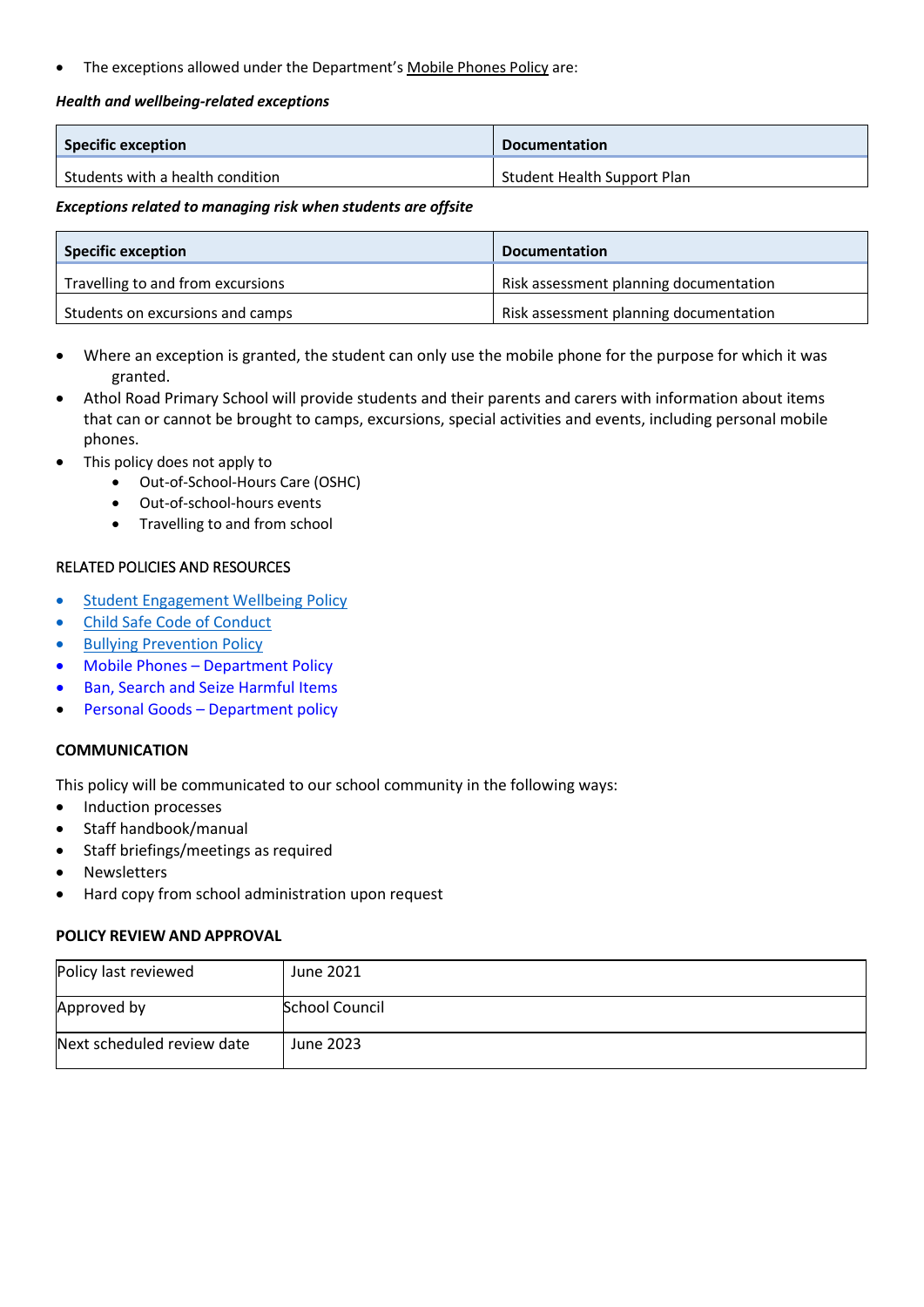- The exceptions allowed under the Department's Mobile Phones Policy are:

***Health and wellbeing-related exceptions***

| Specific exception | Documentation |
|---|---|
| Students with a health condition | Student Health Support Plan |

***Exceptions related to managing risk when students are offsite***

| Specific exception | Documentation |
|---|---|
| Travelling to and from excursions | Risk assessment planning documentation |
| Students on excursions and camps | Risk assessment planning documentation |

- Where an exception is granted, the student can only use the mobile phone for the purpose for which it was granted.
- Athol Road Primary School will provide students and their parents and carers with information about items that can or cannot be brought to camps, excursions, special activities and events, including personal mobile phones.
- This policy does not apply to
  - Out-of-School-Hours Care (OSHC)
  - Out-of-school-hours events
  - Travelling to and from school

## RELATED POLICIES AND RESOURCES

- Student Engagement Wellbeing Policy
- Child Safe Code of Conduct
- Bullying Prevention Policy
- Mobile Phones – Department Policy
- Ban, Search and Seize Harmful Items
- Personal Goods – Department policy

## COMMUNICATION

This policy will be communicated to our school community in the following ways:

- Induction processes
- Staff handbook/manual
- Staff briefings/meetings as required
- Newsletters
- Hard copy from school administration upon request

## POLICY REVIEW AND APPROVAL

| | |
|---|---|
| Policy last reviewed | June 2021 |
| Approved by | School Council |
| Next scheduled review date | June 2023 |